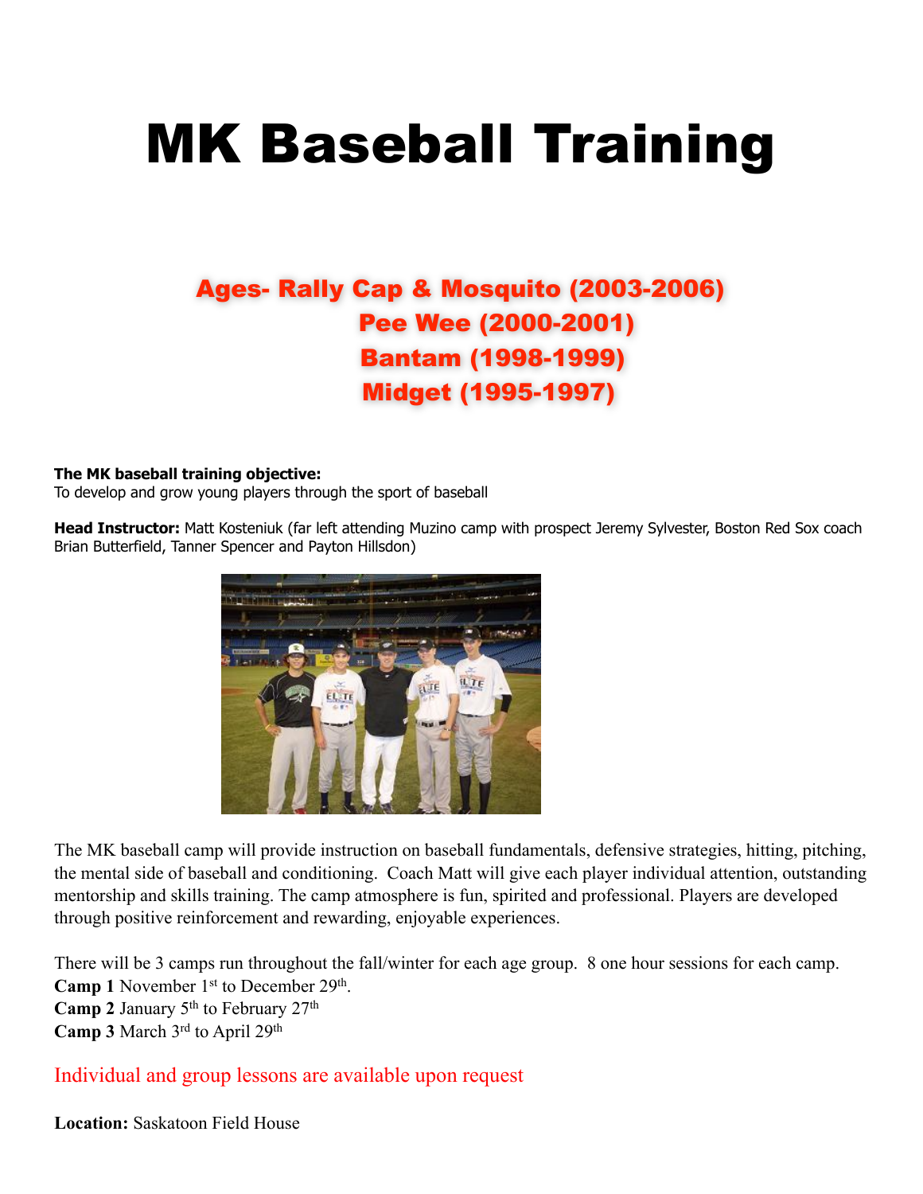# MK Baseball Training

## Ages- Rally Cap & Mosquito (2003-2006)
## Pee Wee (2000-2001)
## Bantam (1998-1999)
## Midget (1995-1997)

**The MK baseball training objective:**
To develop and grow young players through the sport of baseball

**Head Instructor:** Matt Kosteniuk (far left attending Muzino camp with prospect Jeremy Sylvester, Boston Red Sox coach Brian Butterfield, Tanner Spencer and Payton Hillsdon)

The MK baseball camp will provide instruction on baseball fundamentals, defensive strategies, hitting, pitching, the mental side of baseball and conditioning. Coach Matt will give each player individual attention, outstanding mentorship and skills training. The camp atmosphere is fun, spirited and professional. Players are developed through positive reinforcement and rewarding, enjoyable experiences.

There will be 3 camps run throughout the fall/winter for each age group. 8 one hour sessions for each camp.
**Camp 1** November 1st to December 29th.
**Camp 2** January 5th to February 27th
**Camp 3** March 3rd to April 29th

Individual and group lessons are available upon request

**Location:** Saskatoon Field House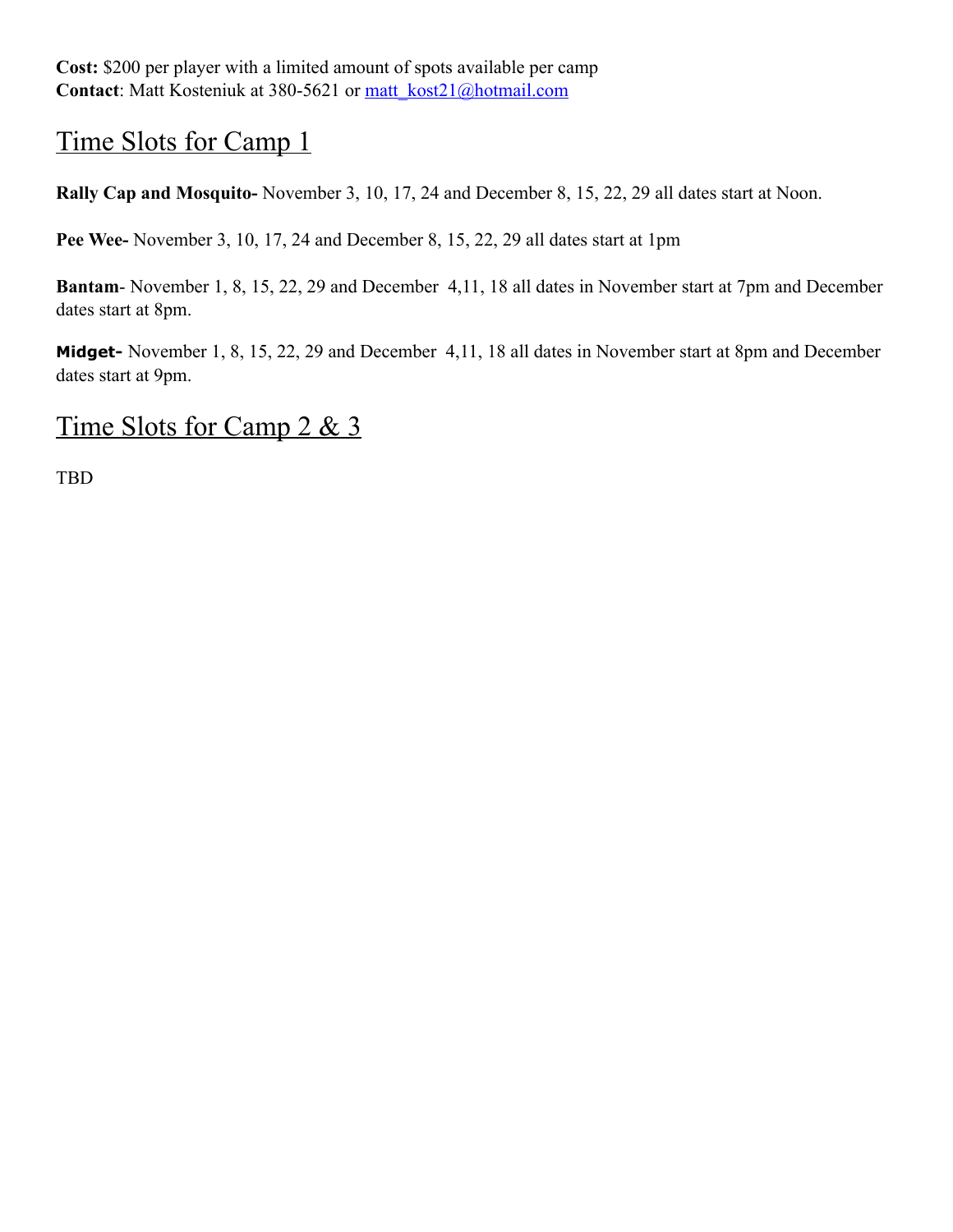**Cost:** $200 per player with a limited amount of spots available per camp
**Contact**: Matt Kosteniuk at 380-5621 or matt_kost21@hotmail.com

## Time Slots for Camp 1

**Rally Cap and Mosquito-** November 3, 10, 17, 24 and December 8, 15, 22, 29 all dates start at Noon.

**Pee Wee-** November 3, 10, 17, 24 and December 8, 15, 22, 29 all dates start at 1pm

**Bantam**- November 1, 8, 15, 22, 29 and December 4,11, 18 all dates in November start at 7pm and December dates start at 8pm.

**Midget-** November 1, 8, 15, 22, 29 and December 4,11, 18 all dates in November start at 8pm and December dates start at 9pm.

## Time Slots for Camp 2 & 3

TBD